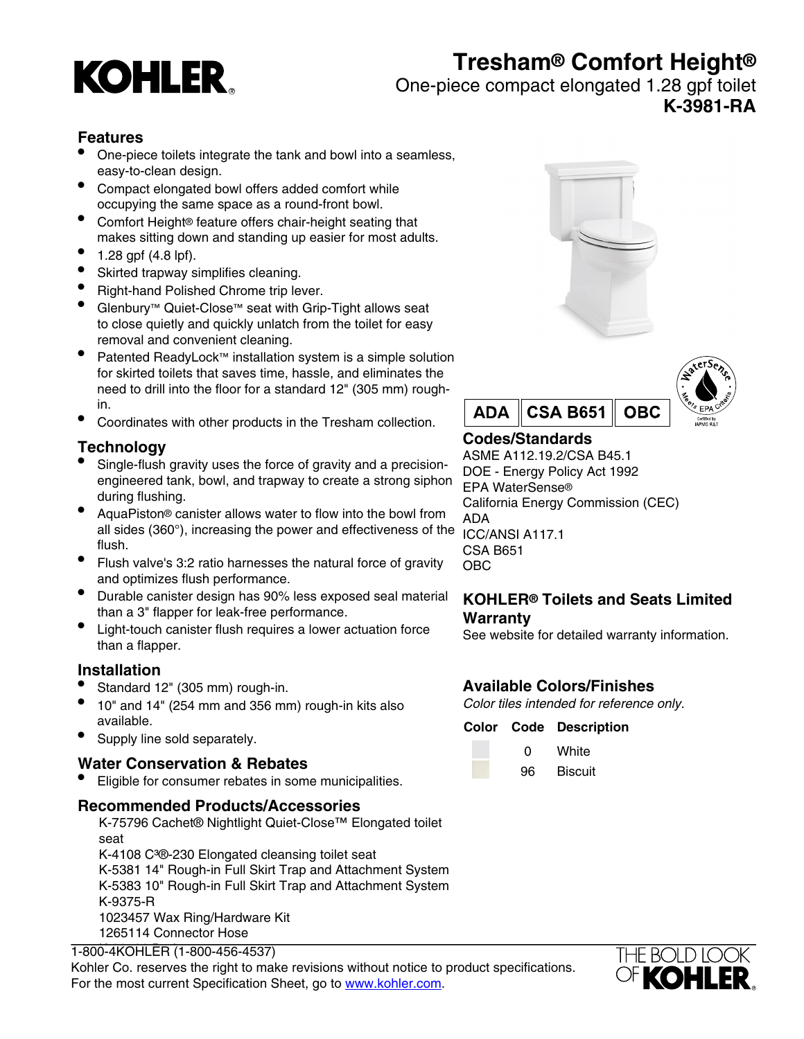# Tresham® Comfort Height®

One-piece compact elongated 1.28 gpf toilet

**K-3981-RA**

## Features

- One-piece toilets integrate the tank and bowl into a seamless, easy-to-clean design.
- Compact elongated bowl offers added comfort while occupying the same space as a round-front bowl.
- Comfort Height® feature offers chair-height seating that makes sitting down and standing up easier for most adults.
- 1.28 gpf (4.8 lpf).
- Skirted trapway simplifies cleaning.
- Right-hand Polished Chrome trip lever.
- Glenbury™ Quiet-Close™ seat with Grip-Tight allows seat to close quietly and quickly unlatch from the toilet for easy removal and convenient cleaning.
- Patented ReadyLock™ installation system is a simple solution for skirted toilets that saves time, hassle, and eliminates the need to drill into the floor for a standard 12" (305 mm) rough-in.
- Coordinates with other products in the Tresham collection.

## Technology

- Single-flush gravity uses the force of gravity and a precision-engineered tank, bowl, and trapway to create a strong siphon during flushing.
- AquaPiston® canister allows water to flow into the bowl from all sides (360°), increasing the power and effectiveness of the flush.
- Flush valve's 3:2 ratio harnesses the natural force of gravity and optimizes flush performance.
- Durable canister design has 90% less exposed seal material than a 3" flapper for leak-free performance.
- Light-touch canister flush requires a lower actuation force than a flapper.

## Installation

- Standard 12" (305 mm) rough-in.
- 10" and 14" (254 mm and 356 mm) rough-in kits also available.
- Supply line sold separately.

## Water Conservation & Rebates

- Eligible for consumer rebates in some municipalities.

## Recommended Products/Accessories

K-75796 Cachet® Nightlight Quiet-Close™ Elongated toilet seat
K-4108 C³®-230 Elongated cleansing toilet seat
K-5381 14" Rough-in Full Skirt Trap and Attachment System
K-5383 10" Rough-in Full Skirt Trap and Attachment System
K-9375-R
1023457 Wax Ring/Hardware Kit
1265114 Connector Hose

ADA | CSA B651 | OBC

## Codes/Standards

ASME A112.19.2/CSA B45.1
DOE - Energy Policy Act 1992
EPA WaterSense®
California Energy Commission (CEC)
ADA
ICC/ANSI A117.1
CSA B651
OBC

## KOHLER® Toilets and Seats Limited Warranty

See website for detailed warranty information.

## Available Colors/Finishes

*Color tiles intended for reference only.*

| Color | Code | Description |
|---|---|---|
| | 0 | White |
| | 96 | Biscuit |

1-800-4KOHLER (1-800-456-4537)
Kohler Co. reserves the right to make revisions without notice to product specifications.
For the most current Specification Sheet, go to www.kohler.com.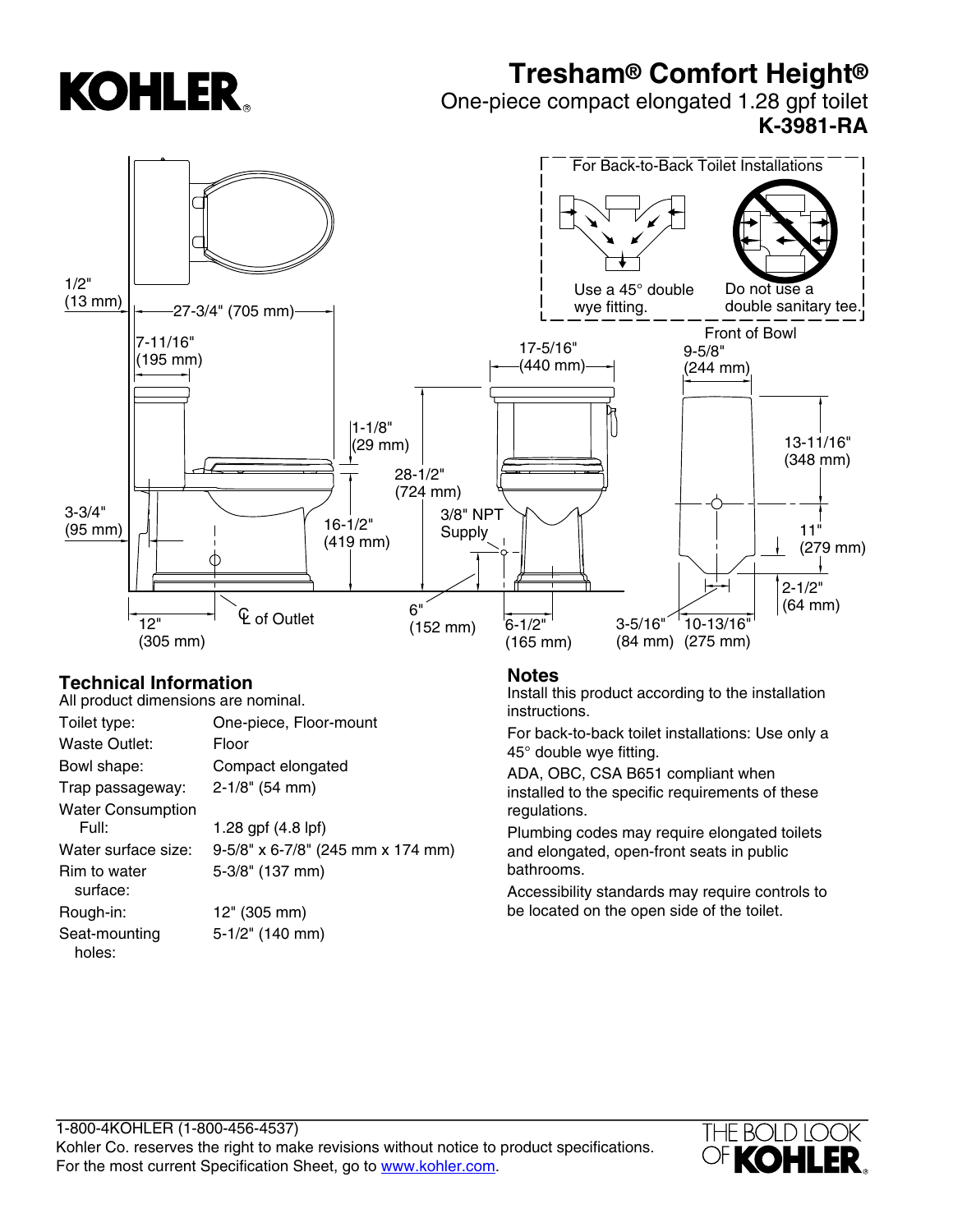# Tresham® Comfort Height®

One-piece compact elongated 1.28 gpf toilet

**K-3981-RA**

For Back-to-Back Toilet Installations

Use a 45° double wye fitting.

Do not use a double sanitary tee.

1/2" (13 mm)

27-3/4" (705 mm)

7-11/16" (195 mm)

17-5/16" (440 mm)

Front of Bowl

9-5/8" (244 mm)

1-1/8" (29 mm)

28-1/2" (724 mm)

13-11/16" (348 mm)

3-3/4" (95 mm)

16-1/2" (419 mm)

3/8" NPT Supply

11" (279 mm)

2-1/2" (64 mm)

12" (305 mm)

℄ of Outlet

6" (152 mm)

6-1/2" (165 mm)

3-5/16" (84 mm)

10-13/16" (275 mm)

## Technical Information

All product dimensions are nominal.

| | |
|---|---|
| Toilet type: | One-piece, Floor-mount |
| Waste Outlet: | Floor |
| Bowl shape: | Compact elongated |
| Trap passageway: | 2-1/8" (54 mm) |
| Water Consumption | |
| Full: | 1.28 gpf (4.8 lpf) |
| Water surface size: | 9-5/8" x 6-7/8" (245 mm x 174 mm) |
| Rim to water surface: | 5-3/8" (137 mm) |
| Rough-in: | 12" (305 mm) |
| Seat-mounting holes: | 5-1/2" (140 mm) |

## Notes

Install this product according to the installation instructions.

For back-to-back toilet installations: Use only a 45° double wye fitting.

ADA, OBC, CSA B651 compliant when installed to the specific requirements of these regulations.

Plumbing codes may require elongated toilets and elongated, open-front seats in public bathrooms.

Accessibility standards may require controls to be located on the open side of the toilet.

1-800-4KOHLER (1-800-456-4537)

Kohler Co. reserves the right to make revisions without notice to product specifications.

For the most current Specification Sheet, go to www.kohler.com.